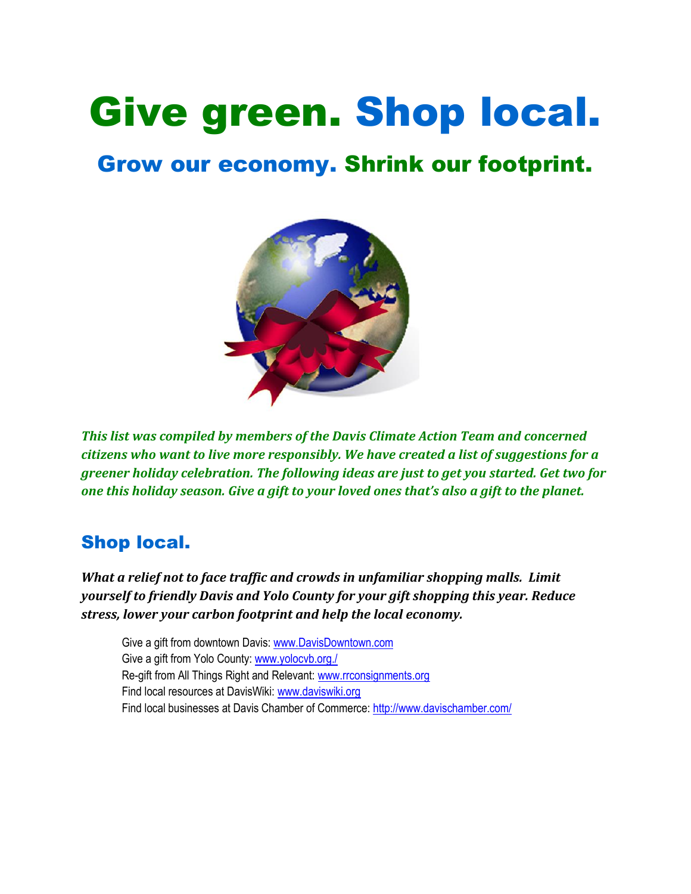# Give green. Shop local.

## Grow our economy. Shrink our footprint.

***This list was compiled by members of the Davis Climate Action Team and concerned citizens who want to live more responsibly. We have created a list of suggestions for a greener holiday celebration. The following ideas are just to get you started. Get two for one this holiday season. Give a gift to your loved ones that's also a gift to the planet.***

## Shop local.

***What a relief not to face traffic and crowds in unfamiliar shopping malls. Limit yourself to friendly Davis and Yolo County for your gift shopping this year. Reduce stress, lower your carbon footprint and help the local economy.***

Give a gift from downtown Davis: www.DavisDowntown.com
Give a gift from Yolo County: www.yolocvb.org./
Re-gift from All Things Right and Relevant: www.rrconsignments.org
Find local resources at DavisWiki: www.daviswiki.org
Find local businesses at Davis Chamber of Commerce: http://www.davischamber.com/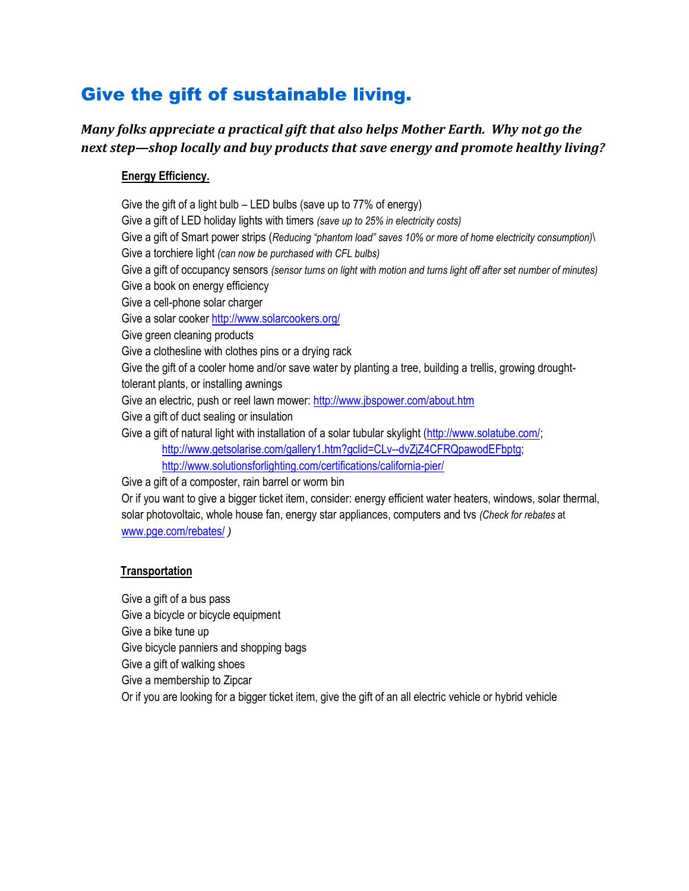# Give the gift of sustainable living.

***Many folks appreciate a practical gift that also helps Mother Earth. Why not go the next step—shop locally and buy products that save energy and promote healthy living?***

**Energy Efficiency.**

Give the gift of a light bulb – LED bulbs (save up to 77% of energy)
Give a gift of LED holiday lights with timers *(save up to 25% in electricity costs)*
Give a gift of Smart power strips (*Reducing "phantom load" saves 10% or more of home electricity consumption)\*
Give a torchiere light *(can now be purchased with CFL bulbs)*
Give a gift of occupancy sensors *(sensor turns on light with motion and turns light off after set number of minutes)*
Give a book on energy efficiency
Give a cell-phone solar charger
Give a solar cooker http://www.solarcookers.org/
Give green cleaning products
Give a clothesline with clothes pins or a drying rack
Give the gift of a cooler home and/or save water by planting a tree, building a trellis, growing drought-tolerant plants, or installing awnings
Give an electric, push or reel lawn mower: http://www.jbspower.com/about.htm
Give a gift of duct sealing or insulation
Give a gift of natural light with installation of a solar tubular skylight (http://www.solatube.com/;
http://www.getsolarise.com/gallery1.htm?gclid=CLv--dvZjZ4CFRQpawodEFbptg;
http://www.solutionsforlighting.com/certifications/california-pier/
Give a gift of a composter, rain barrel or worm bin
Or if you want to give a bigger ticket item, consider: energy efficient water heaters, windows, solar thermal, solar photovoltaic, whole house fan, energy star appliances, computers and tvs *(Check for rebates* at www.pge.com/rebates/ *)*

**Transportation**

Give a gift of a bus pass
Give a bicycle or bicycle equipment
Give a bike tune up
Give bicycle panniers and shopping bags
Give a gift of walking shoes
Give a membership to Zipcar
Or if you are looking for a bigger ticket item, give the gift of an all electric vehicle or hybrid vehicle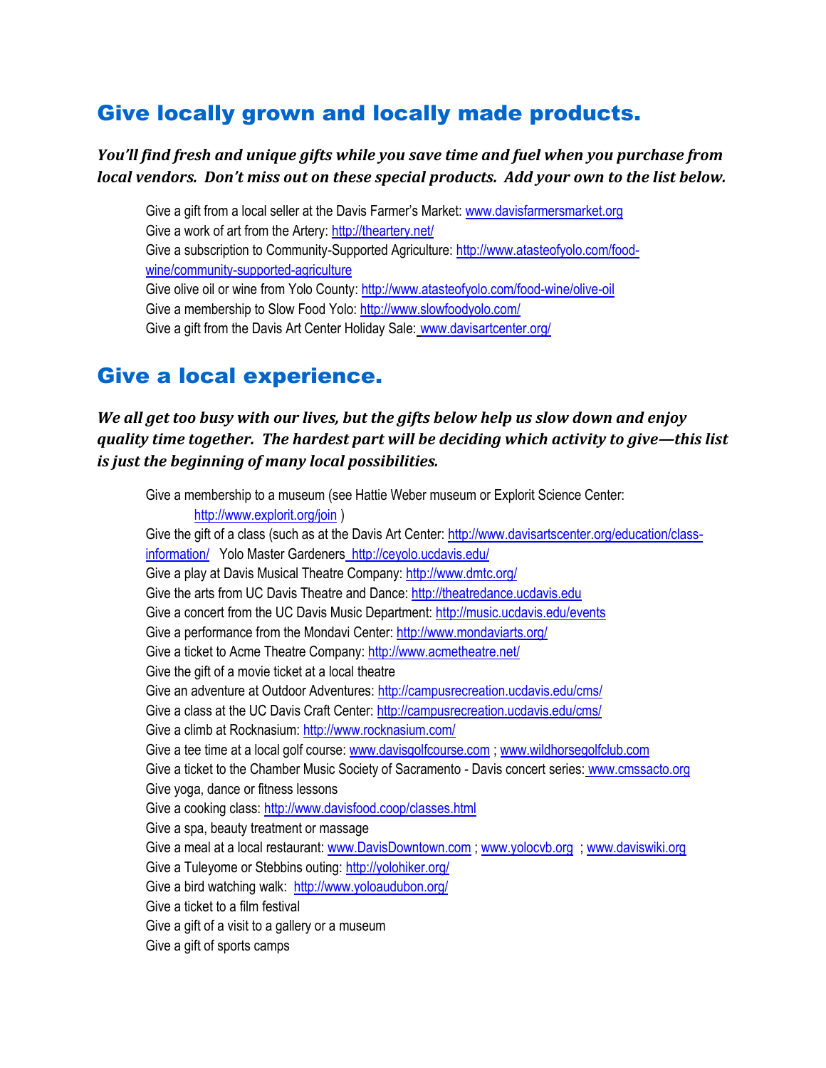## Give locally grown and locally made products.

***You'll find fresh and unique gifts while you save time and fuel when you purchase from local vendors. Don't miss out on these special products. Add your own to the list below.***

Give a gift from a local seller at the Davis Farmer's Market: www.davisfarmersmarket.org
Give a work of art from the Artery: http://theartery.net/
Give a subscription to Community-Supported Agriculture: http://www.atasteofyolo.com/food-wine/community-supported-agriculture
Give olive oil or wine from Yolo County: http://www.atasteofyolo.com/food-wine/olive-oil
Give a membership to Slow Food Yolo: http://www.slowfoodyolo.com/
Give a gift from the Davis Art Center Holiday Sale: www.davisartcenter.org/

## Give a local experience.

***We all get too busy with our lives, but the gifts below help us slow down and enjoy quality time together. The hardest part will be deciding which activity to give—this list is just the beginning of many local possibilities.***

Give a membership to a museum (see Hattie Weber museum or Explorit Science Center: http://www.explorit.org/join )
Give the gift of a class (such as at the Davis Art Center: http://www.davisartscenter.org/education/class-information/ Yolo Master Gardeners http://ceyolo.ucdavis.edu/
Give a play at Davis Musical Theatre Company: http://www.dmtc.org/
Give the arts from UC Davis Theatre and Dance: http://theatredance.ucdavis.edu
Give a concert from the UC Davis Music Department: http://music.ucdavis.edu/events
Give a performance from the Mondavi Center: http://www.mondaviarts.org/
Give a ticket to Acme Theatre Company: http://www.acmetheatre.net/
Give the gift of a movie ticket at a local theatre
Give an adventure at Outdoor Adventures: http://campusrecreation.ucdavis.edu/cms/
Give a class at the UC Davis Craft Center: http://campusrecreation.ucdavis.edu/cms/
Give a climb at Rocknasium: http://www.rocknasium.com/
Give a tee time at a local golf course: www.davisgolfcourse.com ; www.wildhorsegolfclub.com
Give a ticket to the Chamber Music Society of Sacramento - Davis concert series: www.cmssacto.org
Give yoga, dance or fitness lessons
Give a cooking class: http://www.davisfood.coop/classes.html
Give a spa, beauty treatment or massage
Give a meal at a local restaurant: www.DavisDowntown.com ; www.yolocvb.org ; www.daviswiki.org
Give a Tuleyome or Stebbins outing: http://yolohiker.org/
Give a bird watching walk: http://www.yoloaudubon.org/
Give a ticket to a film festival
Give a gift of a visit to a gallery or a museum
Give a gift of sports camps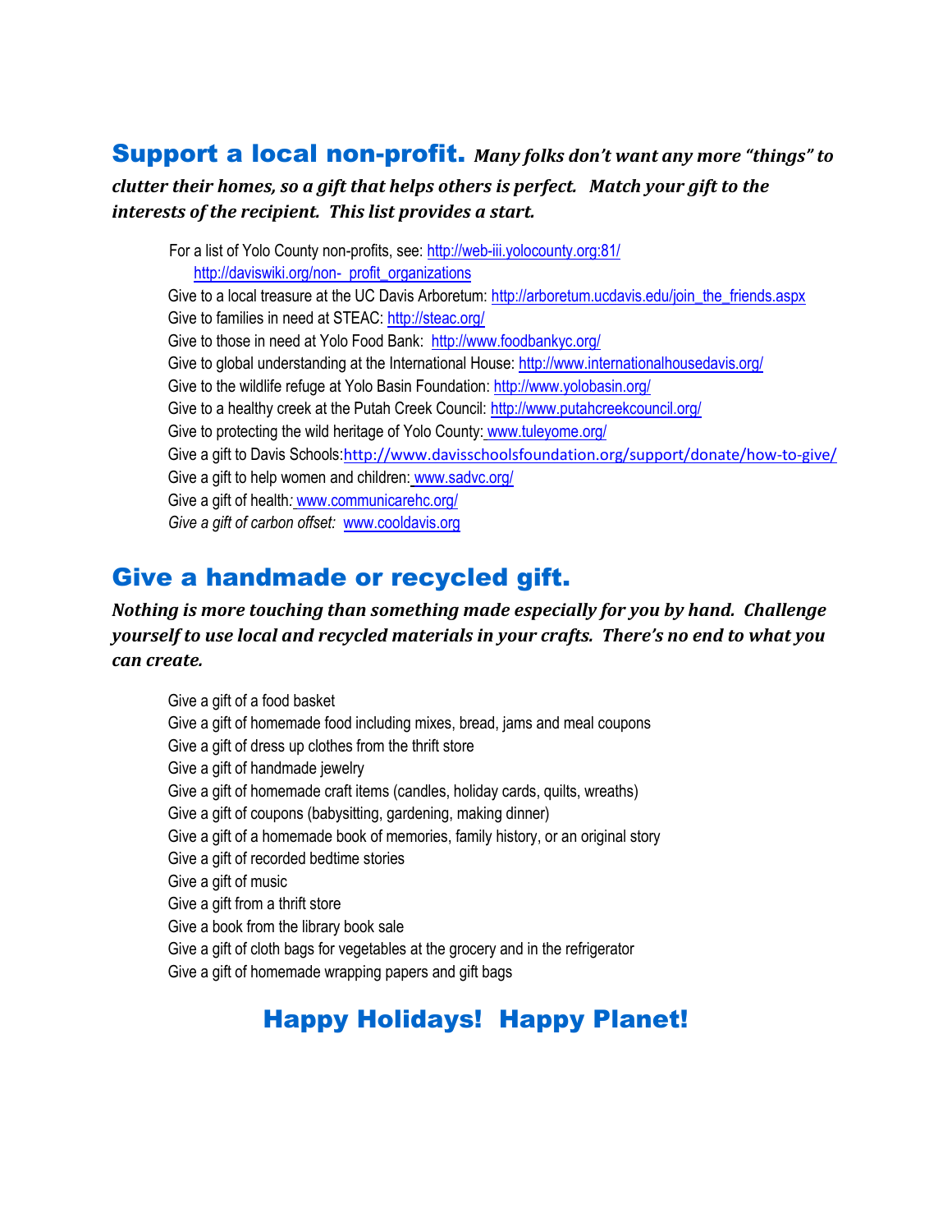## Support a local non-profit.

***Many folks don't want any more "things" to clutter their homes, so a gift that helps others is perfect. Match your gift to the interests of the recipient. This list provides a start.***

For a list of Yolo County non-profits, see: http://web-iii.yolocounty.org:81/
http://daviswiki.org/non-_profit_organizations
Give to a local treasure at the UC Davis Arboretum: http://arboretum.ucdavis.edu/join_the_friends.aspx
Give to families in need at STEAC: http://steac.org/
Give to those in need at Yolo Food Bank: http://www.foodbankyc.org/
Give to global understanding at the International House: http://www.internationalhousedavis.org/
Give to the wildlife refuge at Yolo Basin Foundation: http://www.yolobasin.org/
Give to a healthy creek at the Putah Creek Council: http://www.putahcreekcouncil.org/
Give to protecting the wild heritage of Yolo County: www.tuleyome.org/
Give a gift to Davis Schools: http://www.davisschoolsfoundation.org/support/donate/how-to-give/
Give a gift to help women and children: www.sadvc.org/
Give a gift of health: www.communicarehc.org/
*Give a gift of carbon offset:* www.cooldavis.org

## Give a handmade or recycled gift.

***Nothing is more touching than something made especially for you by hand. Challenge yourself to use local and recycled materials in your crafts. There's no end to what you can create.***

Give a gift of a food basket
Give a gift of homemade food including mixes, bread, jams and meal coupons
Give a gift of dress up clothes from the thrift store
Give a gift of handmade jewelry
Give a gift of homemade craft items (candles, holiday cards, quilts, wreaths)
Give a gift of coupons (babysitting, gardening, making dinner)
Give a gift of a homemade book of memories, family history, or an original story
Give a gift of recorded bedtime stories
Give a gift of music
Give a gift from a thrift store
Give a book from the library book sale
Give a gift of cloth bags for vegetables at the grocery and in the refrigerator
Give a gift of homemade wrapping papers and gift bags

## Happy Holidays! Happy Planet!